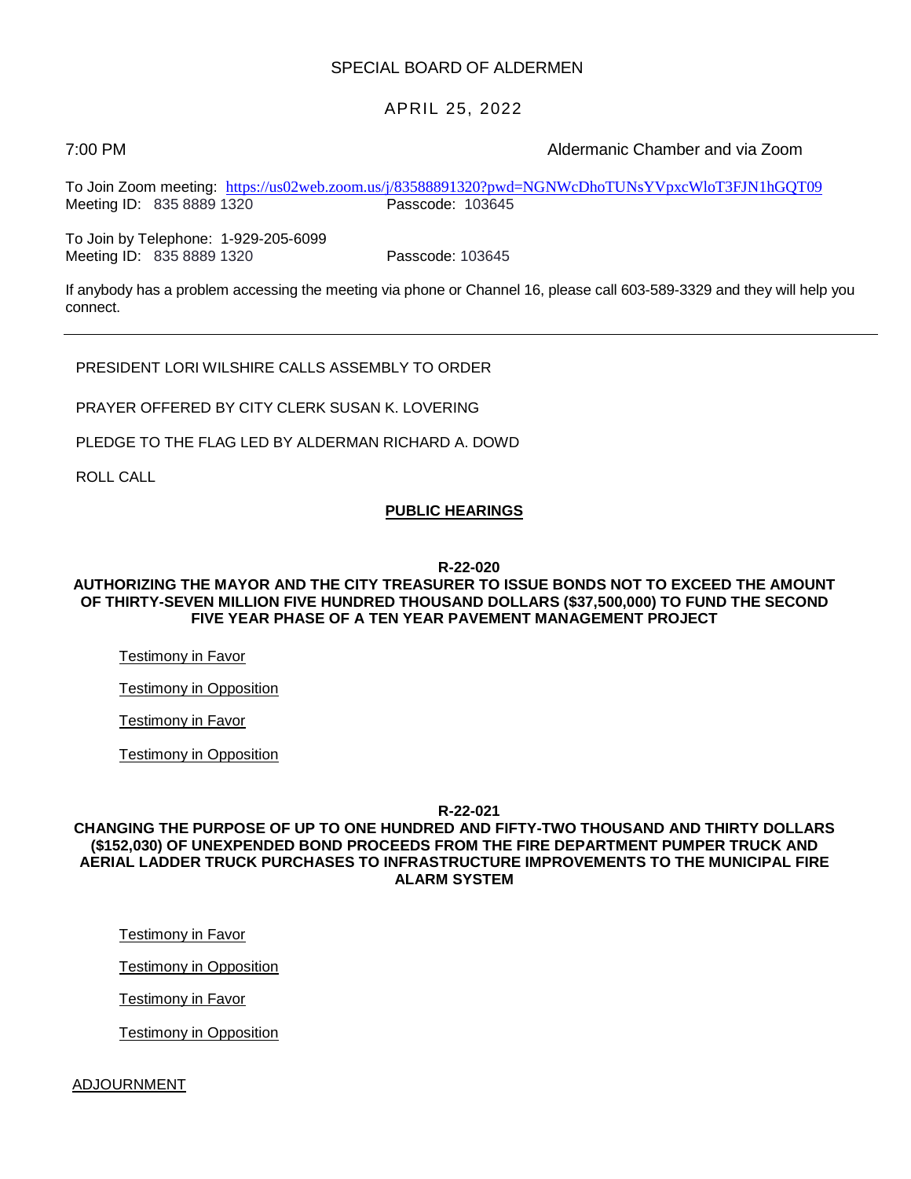# SPECIAL BOARD OF ALDERMEN

## APRIL 25, 2022

7:00 PM Aldermanic Chamber and via Zoom

To Join Zoom meeting: https://us02web.zoom.us/j/83588891320?pwd=NGNWcDhoTUNsYVpxcWloT3FJN1hGQT09
Meeting ID: 835 8889 1320 Passcode: 103645

To Join by Telephone: 1-929-205-6099
Meeting ID: 835 8889 1320 Passcode: 103645

If anybody has a problem accessing the meeting via phone or Channel 16, please call 603-589-3329 and they will help you connect.

---

PRESIDENT LORI WILSHIRE CALLS ASSEMBLY TO ORDER

PRAYER OFFERED BY CITY CLERK SUSAN K. LOVERING

PLEDGE TO THE FLAG LED BY ALDERMAN RICHARD A. DOWD

ROLL CALL

## PUBLIC HEARINGS

**R-22-020**

**AUTHORIZING THE MAYOR AND THE CITY TREASURER TO ISSUE BONDS NOT TO EXCEED THE AMOUNT OF THIRTY-SEVEN MILLION FIVE HUNDRED THOUSAND DOLLARS ($37,500,000) TO FUND THE SECOND FIVE YEAR PHASE OF A TEN YEAR PAVEMENT MANAGEMENT PROJECT**

Testimony in Favor

Testimony in Opposition

Testimony in Favor

Testimony in Opposition

**R-22-021**

**CHANGING THE PURPOSE OF UP TO ONE HUNDRED AND FIFTY-TWO THOUSAND AND THIRTY DOLLARS ($152,030) OF UNEXPENDED BOND PROCEEDS FROM THE FIRE DEPARTMENT PUMPER TRUCK AND AERIAL LADDER TRUCK PURCHASES TO INFRASTRUCTURE IMPROVEMENTS TO THE MUNICIPAL FIRE ALARM SYSTEM**

Testimony in Favor

Testimony in Opposition

Testimony in Favor

Testimony in Opposition

ADJOURNMENT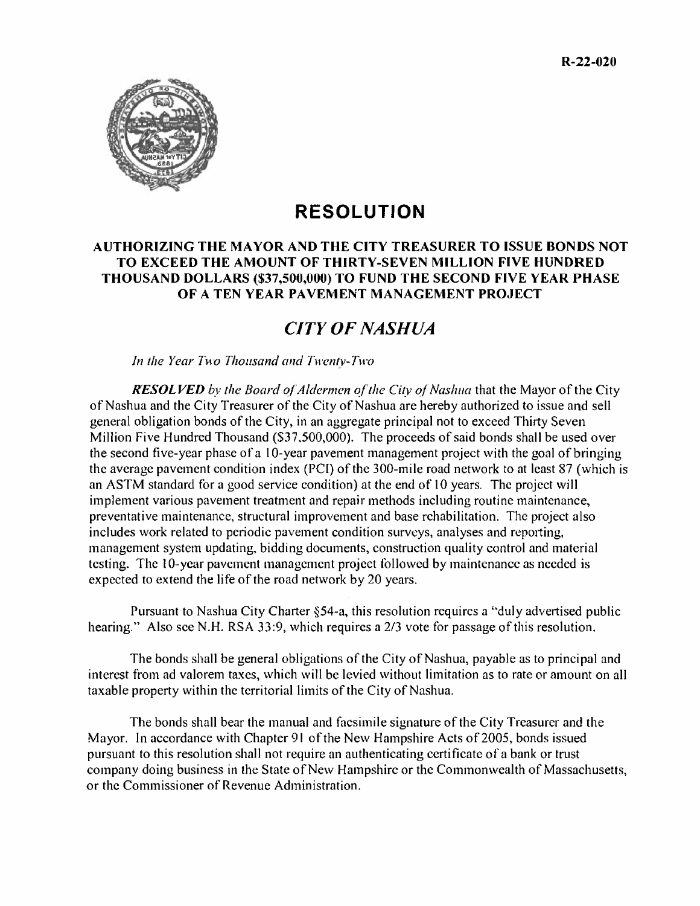R-22-020

# RESOLUTION

## AUTHORIZING THE MAYOR AND THE CITY TREASURER TO ISSUE BONDS NOT TO EXCEED THE AMOUNT OF THIRTY-SEVEN MILLION FIVE HUNDRED THOUSAND DOLLARS ($37,500,000) TO FUND THE SECOND FIVE YEAR PHASE OF A TEN YEAR PAVEMENT MANAGEMENT PROJECT

## *CITY OF NASHUA*

*In the Year Two Thousand and Twenty-Two*

***RESOLVED** by the Board of Aldermen of the City of Nashua* that the Mayor of the City of Nashua and the City Treasurer of the City of Nashua are hereby authorized to issue and sell general obligation bonds of the City, in an aggregate principal not to exceed Thirty Seven Million Five Hundred Thousand ($37,500,000). The proceeds of said bonds shall be used over the second five-year phase of a 10-year pavement management project with the goal of bringing the average pavement condition index (PCI) of the 300-mile road network to at least 87 (which is an ASTM standard for a good service condition) at the end of 10 years. The project will implement various pavement treatment and repair methods including routine maintenance, preventative maintenance, structural improvement and base rehabilitation. The project also includes work related to periodic pavement condition surveys, analyses and reporting, management system updating, bidding documents, construction quality control and material testing. The 10-year pavement management project followed by maintenance as needed is expected to extend the life of the road network by 20 years.

Pursuant to Nashua City Charter §54-a, this resolution requires a "duly advertised public hearing." Also see N.H. RSA 33:9, which requires a 2/3 vote for passage of this resolution.

The bonds shall be general obligations of the City of Nashua, payable as to principal and interest from ad valorem taxes, which will be levied without limitation as to rate or amount on all taxable property within the territorial limits of the City of Nashua.

The bonds shall bear the manual and facsimile signature of the City Treasurer and the Mayor. In accordance with Chapter 91 of the New Hampshire Acts of 2005, bonds issued pursuant to this resolution shall not require an authenticating certificate of a bank or trust company doing business in the State of New Hampshire or the Commonwealth of Massachusetts, or the Commissioner of Revenue Administration.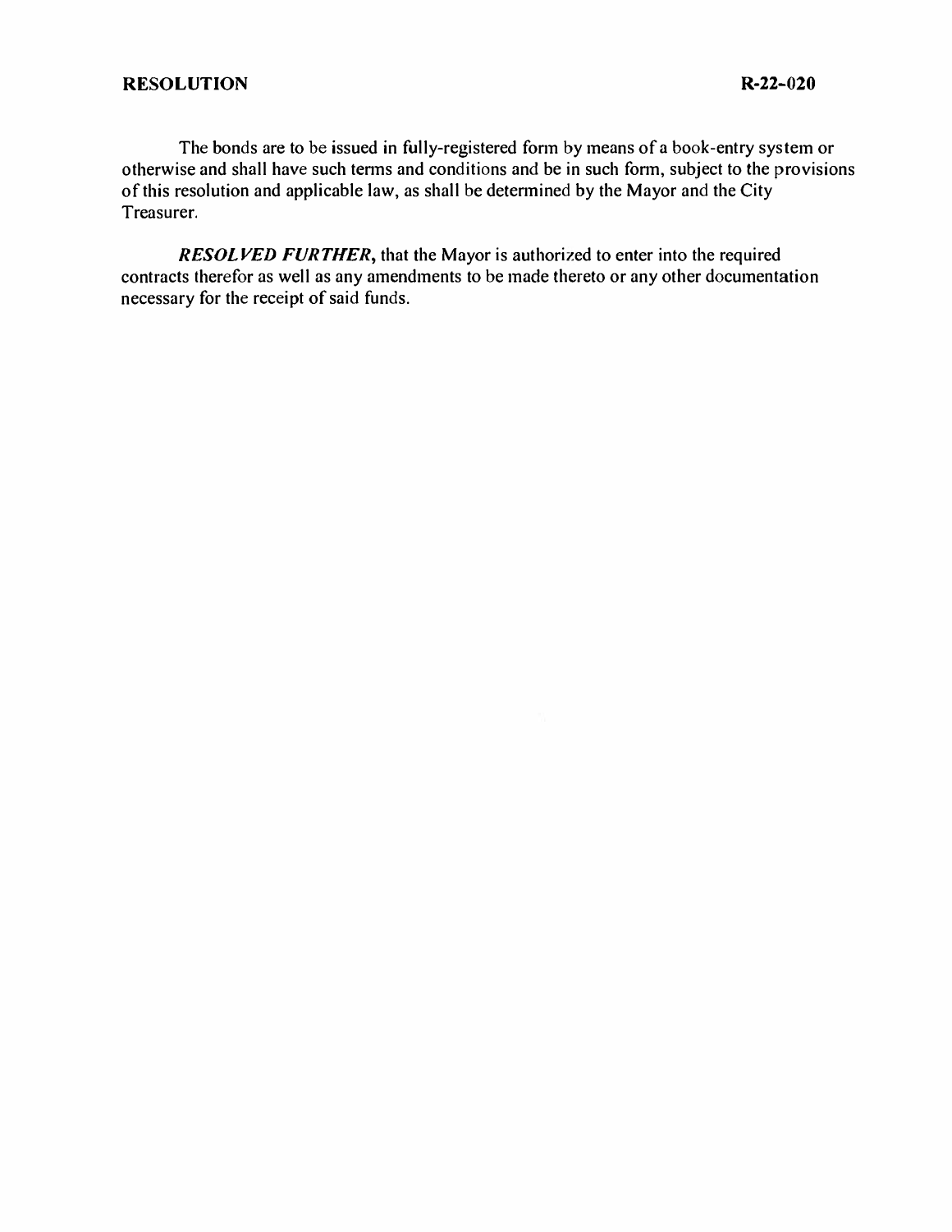The bonds are to be issued in fully-registered form by means of a book-entry system or otherwise and shall have such terms and conditions and be in such form, subject to the provisions of this resolution and applicable law, as shall be determined by the Mayor and the City Treasurer.

***RESOLVED FURTHER***, that the Mayor is authorized to enter into the required contracts therefor as well as any amendments to be made thereto or any other documentation necessary for the receipt of said funds.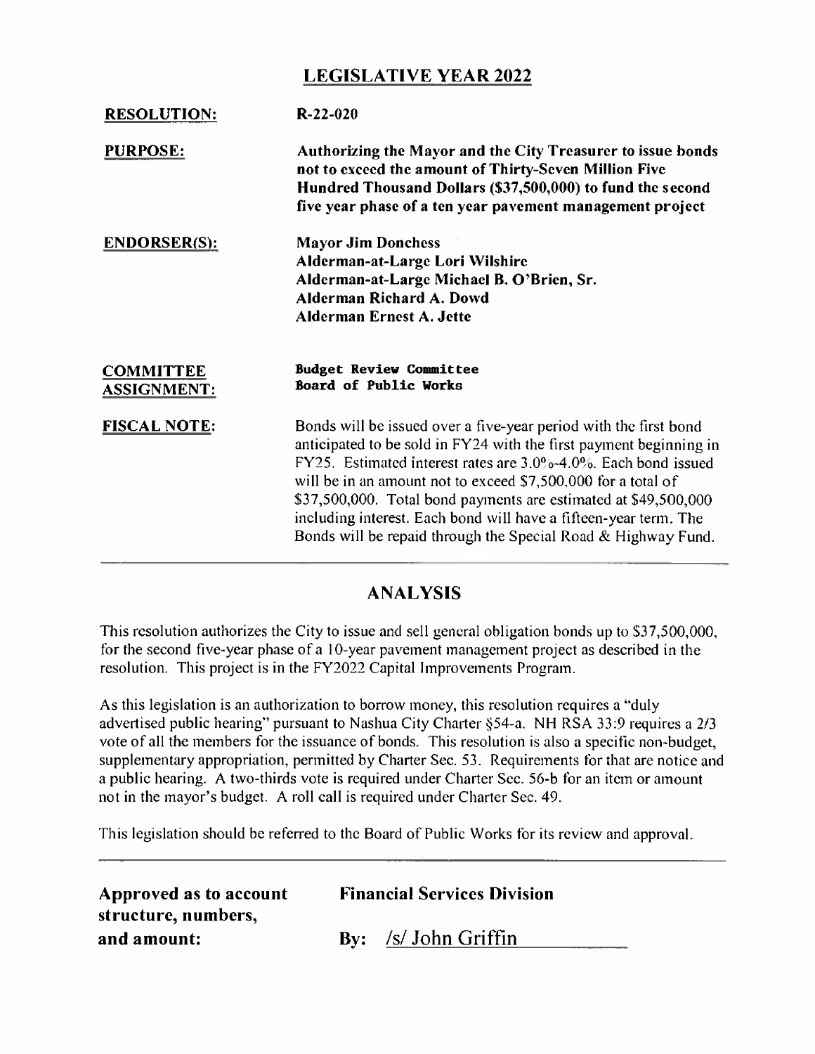# LEGISLATIVE YEAR 2022

| | |
|---|---|
| **RESOLUTION:** | **R-22-020** |
| **PURPOSE:** | **Authorizing the Mayor and the City Treasurer to issue bonds not to exceed the amount of Thirty-Seven Million Five Hundred Thousand Dollars ($37,500,000) to fund the second five year phase of a ten year pavement management project** |
| **ENDORSER(S):** | **Mayor Jim Donchess**<br>**Alderman-at-Large Lori Wilshire**<br>**Alderman-at-Large Michael B. O'Brien, Sr.**<br>**Alderman Richard A. Dowd**<br>**Alderman Ernest A. Jette** |
| **COMMITTEE ASSIGNMENT:** | **Budget Review Committee**<br>**Board of Public Works** |
| **FISCAL NOTE:** | Bonds will be issued over a five-year period with the first bond anticipated to be sold in FY24 with the first payment beginning in FY25. Estimated interest rates are 3.0%-4.0%. Each bond issued will be in an amount not to exceed $7,500,000 for a total of $37,500,000. Total bond payments are estimated at $49,500,000 including interest. Each bond will have a fifteen-year term. The Bonds will be repaid through the Special Road & Highway Fund. |

## ANALYSIS

This resolution authorizes the City to issue and sell general obligation bonds up to $37,500,000, for the second five-year phase of a 10-year pavement management project as described in the resolution. This project is in the FY2022 Capital Improvements Program.

As this legislation is an authorization to borrow money, this resolution requires a "duly advertised public hearing" pursuant to Nashua City Charter §54-a. NH RSA 33:9 requires a 2/3 vote of all the members for the issuance of bonds. This resolution is also a specific non-budget, supplementary appropriation, permitted by Charter Sec. 53. Requirements for that are notice and a public hearing. A two-thirds vote is required under Charter Sec. 56-b for an item or amount not in the mayor's budget. A roll call is required under Charter Sec. 49.

This legislation should be referred to the Board of Public Works for its review and approval.

**Approved as to account structure, numbers, and amount:**

**Financial Services Division**

**By:** /s/ John Griffin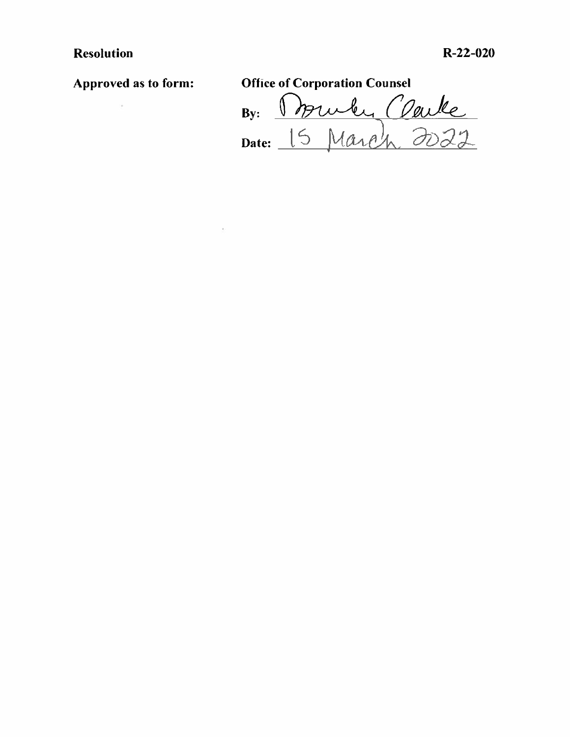**Resolution** **R-22-020**

**Approved as to form:** **Office of Corporation Counsel**

**By:** Dorothy Clarke

**Date:** 15 March 2022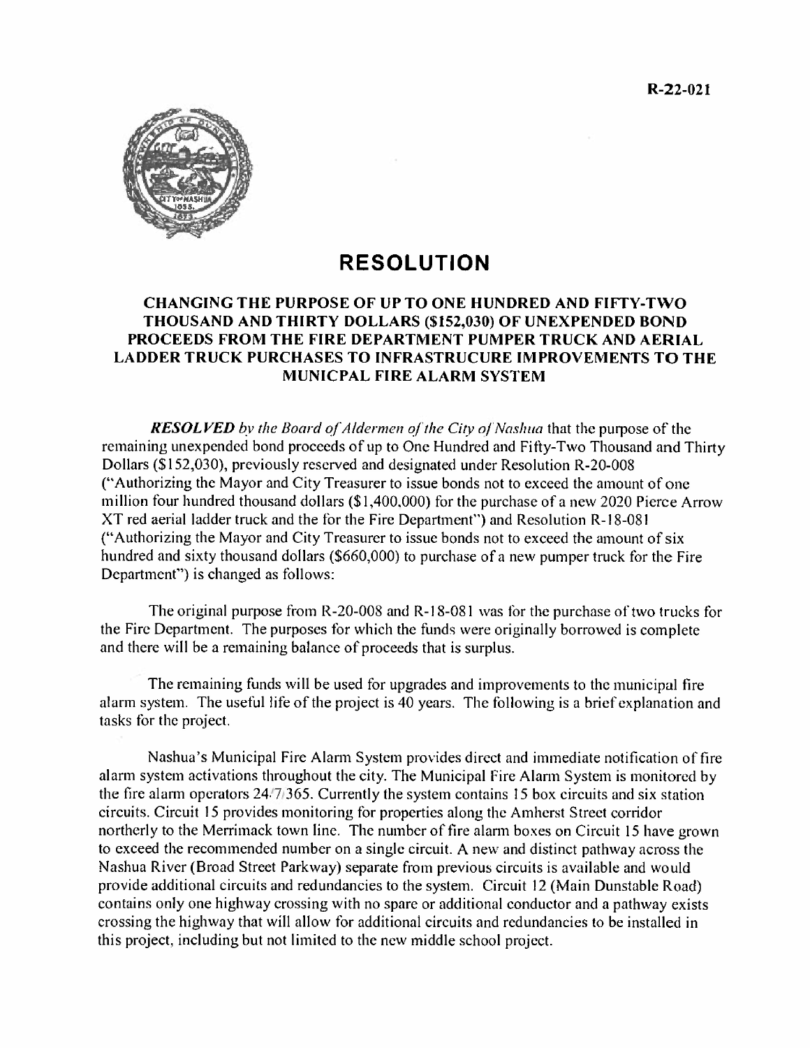R-22-021

# RESOLUTION

## CHANGING THE PURPOSE OF UP TO ONE HUNDRED AND FIFTY-TWO THOUSAND AND THIRTY DOLLARS ($152,030) OF UNEXPENDED BOND PROCEEDS FROM THE FIRE DEPARTMENT PUMPER TRUCK AND AERIAL LADDER TRUCK PURCHASES TO INFRASTRUCURE IMPROVEMENTS TO THE MUNICPAL FIRE ALARM SYSTEM

***RESOLVED** by the Board of Aldermen of the City of Nashua* that the purpose of the remaining unexpended bond proceeds of up to One Hundred and Fifty-Two Thousand and Thirty Dollars ($152,030), previously reserved and designated under Resolution R-20-008 ("Authorizing the Mayor and City Treasurer to issue bonds not to exceed the amount of one million four hundred thousand dollars ($1,400,000) for the purchase of a new 2020 Pierce Arrow XT red aerial ladder truck and the for the Fire Department") and Resolution R-18-081 ("Authorizing the Mayor and City Treasurer to issue bonds not to exceed the amount of six hundred and sixty thousand dollars ($660,000) to purchase of a new pumper truck for the Fire Department") is changed as follows:

The original purpose from R-20-008 and R-18-081 was for the purchase of two trucks for the Fire Department. The purposes for which the funds were originally borrowed is complete and there will be a remaining balance of proceeds that is surplus.

The remaining funds will be used for upgrades and improvements to the municipal fire alarm system. The useful life of the project is 40 years. The following is a brief explanation and tasks for the project.

Nashua's Municipal Fire Alarm System provides direct and immediate notification of fire alarm system activations throughout the city. The Municipal Fire Alarm System is monitored by the fire alarm operators 24/7/365. Currently the system contains 15 box circuits and six station circuits. Circuit 15 provides monitoring for properties along the Amherst Street corridor northerly to the Merrimack town line. The number of fire alarm boxes on Circuit 15 have grown to exceed the recommended number on a single circuit. A new and distinct pathway across the Nashua River (Broad Street Parkway) separate from previous circuits is available and would provide additional circuits and redundancies to the system. Circuit 12 (Main Dunstable Road) contains only one highway crossing with no spare or additional conductor and a pathway exists crossing the highway that will allow for additional circuits and redundancies to be installed in this project, including but not limited to the new middle school project.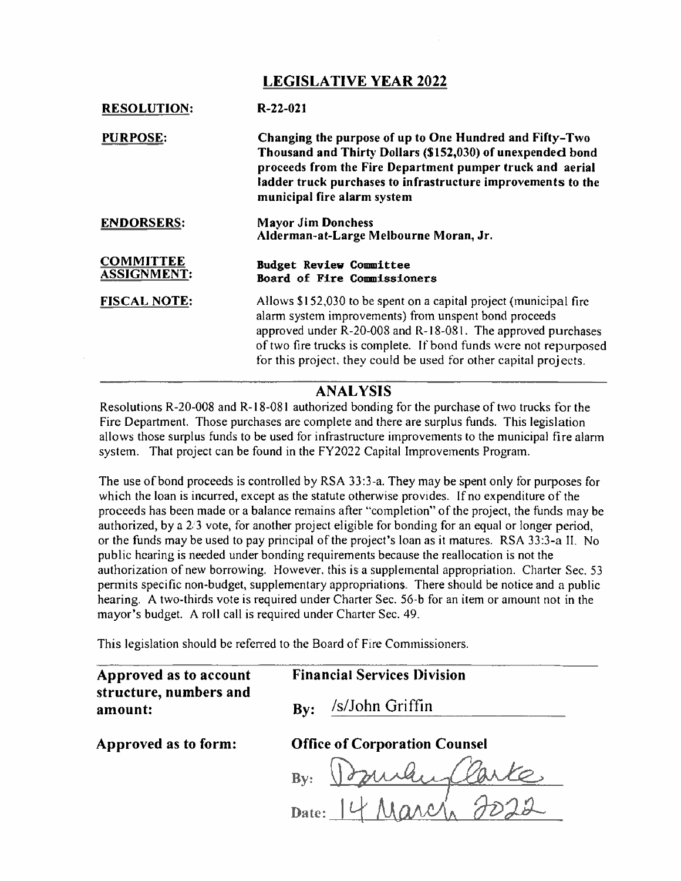## LEGISLATIVE YEAR 2022

**RESOLUTION:** **R-22-021**

**PURPOSE:** **Changing the purpose of up to One Hundred and Fifty-Two Thousand and Thirty Dollars ($152,030) of unexpended bond proceeds from the Fire Department pumper truck and aerial ladder truck purchases to infrastructure improvements to the municipal fire alarm system**

**ENDORSERS:** **Mayor Jim Donchess**
**Alderman-at-Large Melbourne Moran, Jr.**

**COMMITTEE ASSIGNMENT:** **Budget Review Committee**
**Board of Fire Commissioners**

**FISCAL NOTE:** Allows $152,030 to be spent on a capital project (municipal fire alarm system improvements) from unspent bond proceeds approved under R-20-008 and R-18-081. The approved purchases of two fire trucks is complete. If bond funds were not repurposed for this project, they could be used for other capital projects.

## ANALYSIS

Resolutions R-20-008 and R-18-081 authorized bonding for the purchase of two trucks for the Fire Department. Those purchases are complete and there are surplus funds. This legislation allows those surplus funds to be used for infrastructure improvements to the municipal fire alarm system. That project can be found in the FY2022 Capital Improvements Program.

The use of bond proceeds is controlled by RSA 33:3-a. They may be spent only for purposes for which the loan is incurred, except as the statute otherwise provides. If no expenditure of the proceeds has been made or a balance remains after "completion" of the project, the funds may be authorized, by a 2/3 vote, for another project eligible for bonding for an equal or longer period, or the funds may be used to pay principal of the project's loan as it matures. RSA 33:3-a II. No public hearing is needed under bonding requirements because the reallocation is not the authorization of new borrowing. However, this is a supplemental appropriation. Charter Sec. 53 permits specific non-budget, supplementary appropriations. There should be notice and a public hearing. A two-thirds vote is required under Charter Sec. 56-b for an item or amount not in the mayor's budget. A roll call is required under Charter Sec. 49.

This legislation should be referred to the Board of Fire Commissioners.

**Approved as to account structure, numbers and amount:** **Financial Services Division**

**By:** /s/John Griffin

**Approved as to form:** **Office of Corporation Counsel**

By: Dorothy Clarke

Date: 14 March 2022